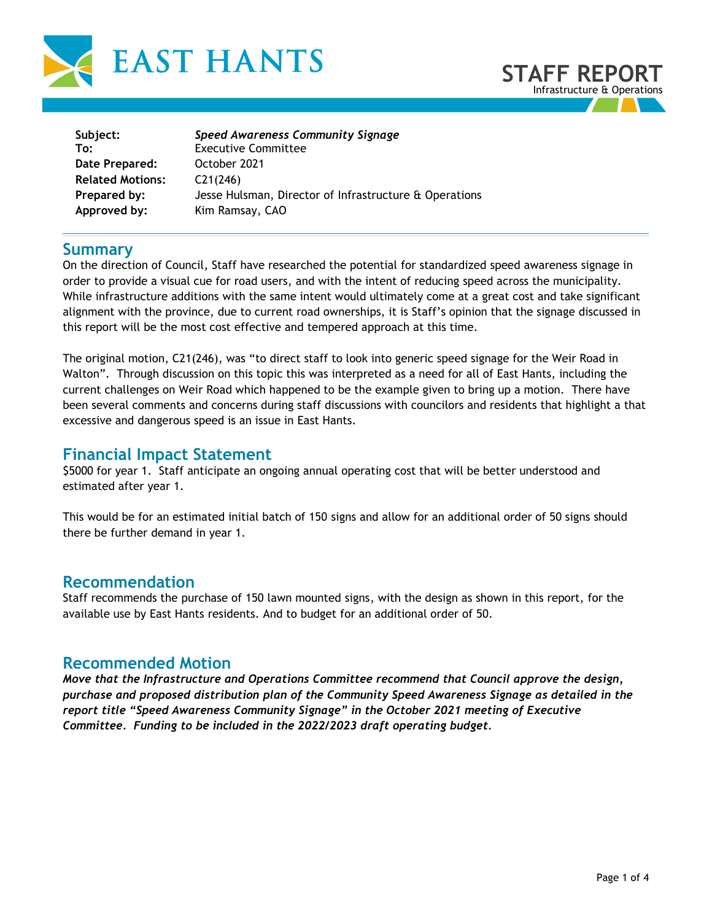# EAST HANTS

## STAFF REPORT
Infrastructure & Operations

| | |
|---|---|
| **Subject:** | ***Speed Awareness Community Signage*** |
| **To:** | Executive Committee |
| **Date Prepared:** | October 2021 |
| **Related Motions:** | C21(246) |
| **Prepared by:** | Jesse Hulsman, Director of Infrastructure & Operations |
| **Approved by:** | Kim Ramsay, CAO |

## Summary

On the direction of Council, Staff have researched the potential for standardized speed awareness signage in order to provide a visual cue for road users, and with the intent of reducing speed across the municipality. While infrastructure additions with the same intent would ultimately come at a great cost and take significant alignment with the province, due to current road ownerships, it is Staff's opinion that the signage discussed in this report will be the most cost effective and tempered approach at this time.

The original motion, C21(246), was "to direct staff to look into generic speed signage for the Weir Road in Walton". Through discussion on this topic this was interpreted as a need for all of East Hants, including the current challenges on Weir Road which happened to be the example given to bring up a motion. There have been several comments and concerns during staff discussions with councilors and residents that highlight a that excessive and dangerous speed is an issue in East Hants.

## Financial Impact Statement

$5000 for year 1. Staff anticipate an ongoing annual operating cost that will be better understood and estimated after year 1.

This would be for an estimated initial batch of 150 signs and allow for an additional order of 50 signs should there be further demand in year 1.

## Recommendation

Staff recommends the purchase of 150 lawn mounted signs, with the design as shown in this report, for the available use by East Hants residents. And to budget for an additional order of 50.

## Recommended Motion

***Move that the Infrastructure and Operations Committee recommend that Council approve the design, purchase and proposed distribution plan of the Community Speed Awareness Signage as detailed in the report title "Speed Awareness Community Signage" in the October 2021 meeting of Executive Committee. Funding to be included in the 2022/2023 draft operating budget.***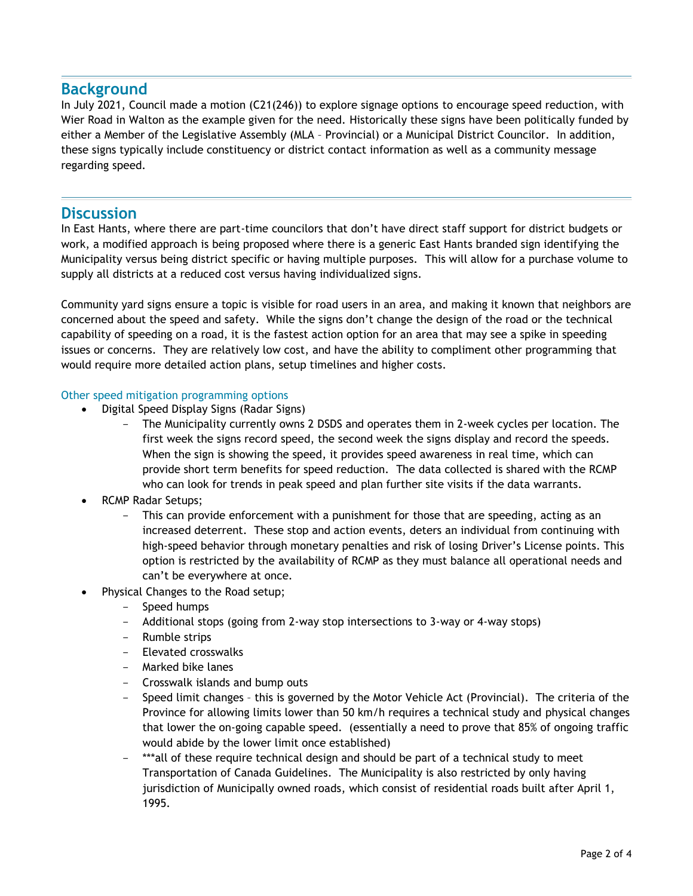## Background

In July 2021, Council made a motion (C21(246)) to explore signage options to encourage speed reduction, with Wier Road in Walton as the example given for the need. Historically these signs have been politically funded by either a Member of the Legislative Assembly (MLA – Provincial) or a Municipal District Councilor. In addition, these signs typically include constituency or district contact information as well as a community message regarding speed.

## Discussion

In East Hants, where there are part-time councilors that don't have direct staff support for district budgets or work, a modified approach is being proposed where there is a generic East Hants branded sign identifying the Municipality versus being district specific or having multiple purposes. This will allow for a purchase volume to supply all districts at a reduced cost versus having individualized signs.

Community yard signs ensure a topic is visible for road users in an area, and making it known that neighbors are concerned about the speed and safety. While the signs don't change the design of the road or the technical capability of speeding on a road, it is the fastest action option for an area that may see a spike in speeding issues or concerns. They are relatively low cost, and have the ability to compliment other programming that would require more detailed action plans, setup timelines and higher costs.

### Other speed mitigation programming options

- Digital Speed Display Signs (Radar Signs)
  - The Municipality currently owns 2 DSDS and operates them in 2-week cycles per location. The first week the signs record speed, the second week the signs display and record the speeds. When the sign is showing the speed, it provides speed awareness in real time, which can provide short term benefits for speed reduction. The data collected is shared with the RCMP who can look for trends in peak speed and plan further site visits if the data warrants.
- RCMP Radar Setups;
  - This can provide enforcement with a punishment for those that are speeding, acting as an increased deterrent. These stop and action events, deters an individual from continuing with high-speed behavior through monetary penalties and risk of losing Driver's License points. This option is restricted by the availability of RCMP as they must balance all operational needs and can't be everywhere at once.
- Physical Changes to the Road setup;
  - Speed humps
  - Additional stops (going from 2-way stop intersections to 3-way or 4-way stops)
  - Rumble strips
  - Elevated crosswalks
  - Marked bike lanes
  - Crosswalk islands and bump outs
  - Speed limit changes – this is governed by the Motor Vehicle Act (Provincial). The criteria of the Province for allowing limits lower than 50 km/h requires a technical study and physical changes that lower the on-going capable speed. (essentially a need to prove that 85% of ongoing traffic would abide by the lower limit once established)
  - ***all of these require technical design and should be part of a technical study to meet Transportation of Canada Guidelines. The Municipality is also restricted by only having jurisdiction of Municipally owned roads, which consist of residential roads built after April 1, 1995.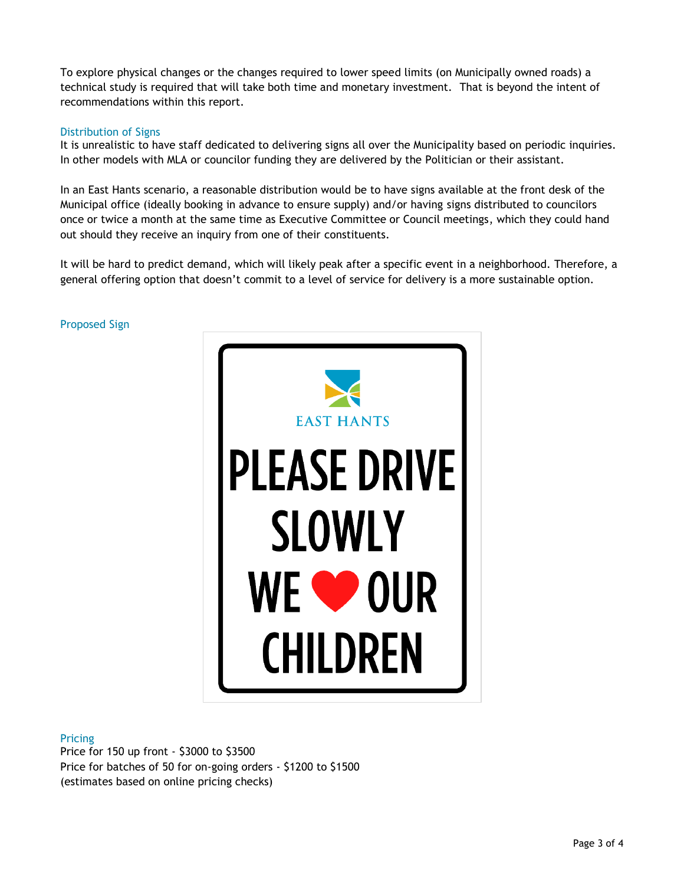To explore physical changes or the changes required to lower speed limits (on Municipally owned roads) a technical study is required that will take both time and monetary investment. That is beyond the intent of recommendations within this report.

### Distribution of Signs

It is unrealistic to have staff dedicated to delivering signs all over the Municipality based on periodic inquiries. In other models with MLA or councilor funding they are delivered by the Politician or their assistant.

In an East Hants scenario, a reasonable distribution would be to have signs available at the front desk of the Municipal office (ideally booking in advance to ensure supply) and/or having signs distributed to councilors once or twice a month at the same time as Executive Committee or Council meetings, which they could hand out should they receive an inquiry from one of their constituents.

It will be hard to predict demand, which will likely peak after a specific event in a neighborhood. Therefore, a general offering option that doesn't commit to a level of service for delivery is a more sustainable option.

### Proposed Sign

EAST HANTS

PLEASE DRIVE SLOWLY

WE ❤ OUR CHILDREN

### Pricing

Price for 150 up front - $3000 to $3500
Price for batches of 50 for on-going orders - $1200 to $1500
(estimates based on online pricing checks)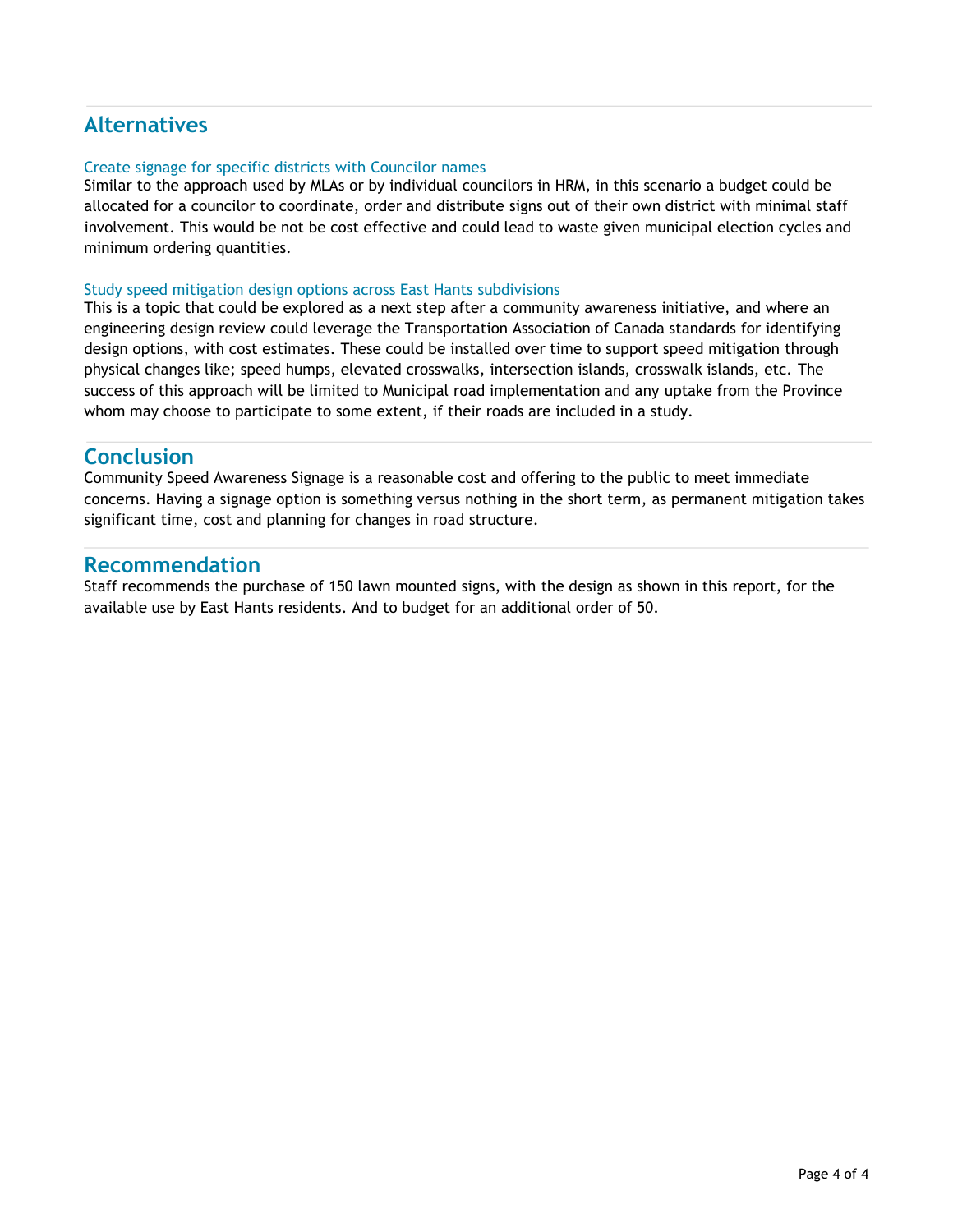## Alternatives

### Create signage for specific districts with Councilor names

Similar to the approach used by MLAs or by individual councilors in HRM, in this scenario a budget could be allocated for a councilor to coordinate, order and distribute signs out of their own district with minimal staff involvement. This would be not be cost effective and could lead to waste given municipal election cycles and minimum ordering quantities.

### Study speed mitigation design options across East Hants subdivisions

This is a topic that could be explored as a next step after a community awareness initiative, and where an engineering design review could leverage the Transportation Association of Canada standards for identifying design options, with cost estimates. These could be installed over time to support speed mitigation through physical changes like; speed humps, elevated crosswalks, intersection islands, crosswalk islands, etc. The success of this approach will be limited to Municipal road implementation and any uptake from the Province whom may choose to participate to some extent, if their roads are included in a study.

## Conclusion

Community Speed Awareness Signage is a reasonable cost and offering to the public to meet immediate concerns. Having a signage option is something versus nothing in the short term, as permanent mitigation takes significant time, cost and planning for changes in road structure.

## Recommendation

Staff recommends the purchase of 150 lawn mounted signs, with the design as shown in this report, for the available use by East Hants residents. And to budget for an additional order of 50.